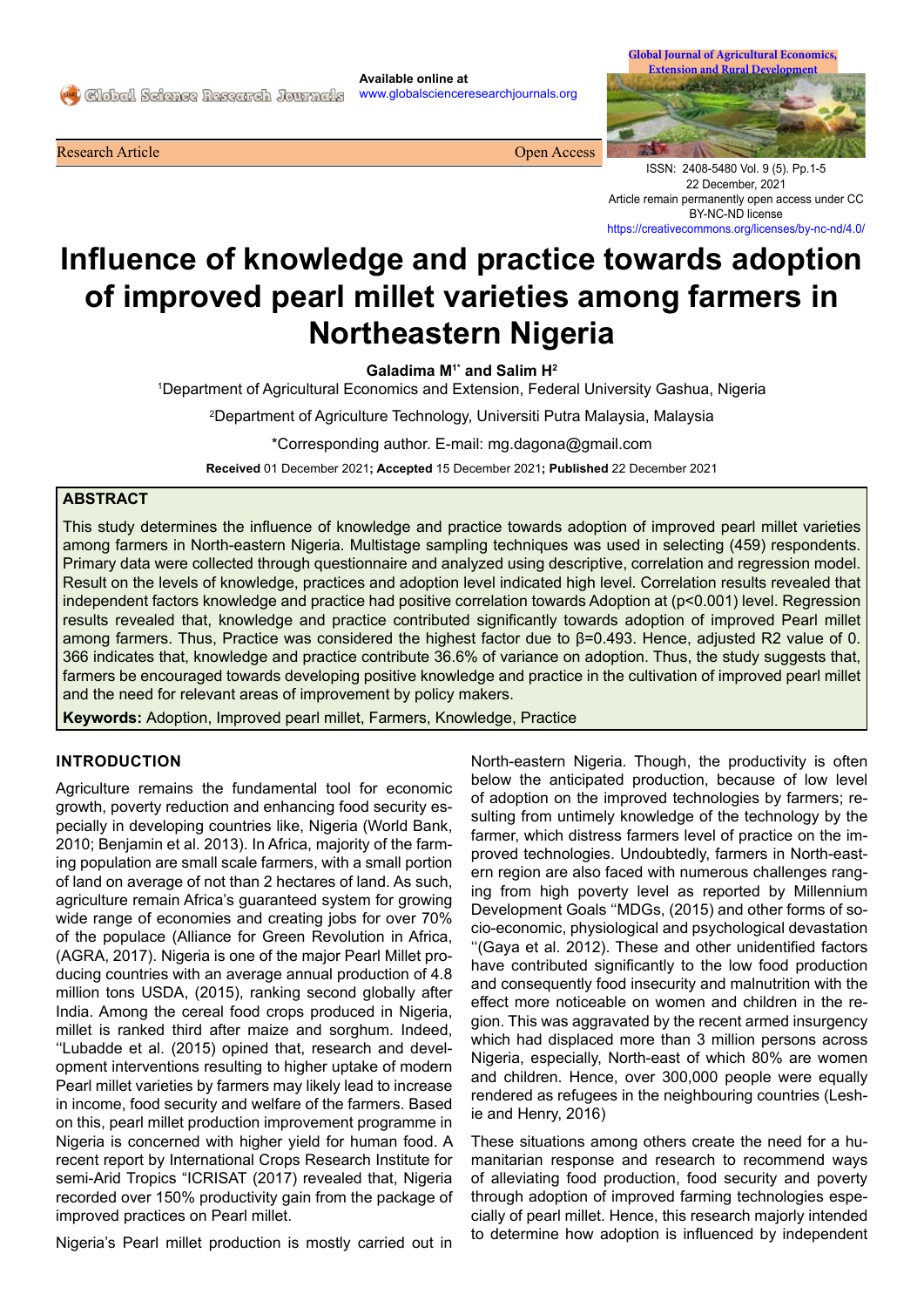Research Article Open Access

# Influence of knowledge and practice towards adoption of improved pearl millet varieties among farmers in Northeastern Nigeria

**Galadima M[1*] and Salim H[2]**

[1]Department of Agricultural Economics and Extension, Federal University Gashua, Nigeria

[2]Department of Agriculture Technology, Universiti Putra Malaysia, Malaysia

*Corresponding author. E-mail: mg.dagona@gmail.com

**Received** 01 December 2021**; Accepted** 15 December 2021**; Published** 22 December 2021

## ABSTRACT

This study determines the influence of knowledge and practice towards adoption of improved pearl millet varieties among farmers in North-eastern Nigeria. Multistage sampling techniques was used in selecting (459) respondents. Primary data were collected through questionnaire and analyzed using descriptive, correlation and regression model. Result on the levels of knowledge, practices and adoption level indicated high level. Correlation results revealed that independent factors knowledge and practice had positive correlation towards Adoption at ($p<0.001$) level. Regression results revealed that, knowledge and practice contributed significantly towards adoption of improved Pearl millet among farmers. Thus, Practice was considered the highest factor due to $\beta=0.493$. Hence, adjusted R2 value of 0. 366 indicates that, knowledge and practice contribute 36.6% of variance on adoption. Thus, the study suggests that, farmers be encouraged towards developing positive knowledge and practice in the cultivation of improved pearl millet and the need for relevant areas of improvement by policy makers.

**Keywords:** Adoption, Improved pearl millet, Farmers, Knowledge, Practice

## INTRODUCTION

Agriculture remains the fundamental tool for economic growth, poverty reduction and enhancing food security especially in developing countries like, Nigeria (World Bank, 2010; Benjamin et al. 2013). In Africa, majority of the farming population are small scale farmers, with a small portion of land on average of not than 2 hectares of land. As such, agriculture remain Africa's guaranteed system for growing wide range of economies and creating jobs for over 70% of the populace (Alliance for Green Revolution in Africa, (AGRA, 2017). Nigeria is one of the major Pearl Millet producing countries with an average annual production of 4.8 million tons USDA, (2015), ranking second globally after India. Among the cereal food crops produced in Nigeria, millet is ranked third after maize and sorghum. Indeed, ''Lubadde et al. (2015) opined that, research and development interventions resulting to higher uptake of modern Pearl millet varieties by farmers may likely lead to increase in income, food security and welfare of the farmers. Based on this, pearl millet production improvement programme in Nigeria is concerned with higher yield for human food. A recent report by International Crops Research Institute for semi-Arid Tropics "ICRISAT (2017) revealed that, Nigeria recorded over 150% productivity gain from the package of improved practices on Pearl millet.

Nigeria's Pearl millet production is mostly carried out in North-eastern Nigeria. Though, the productivity is often below the anticipated production, because of low level of adoption on the improved technologies by farmers; resulting from untimely knowledge of the technology by the farmer, which distress farmers level of practice on the improved technologies. Undoubtedly, farmers in North-eastern region are also faced with numerous challenges ranging from high poverty level as reported by Millennium Development Goals ''MDGs, (2015) and other forms of socio-economic, physiological and psychological devastation ''(Gaya et al. 2012). These and other unidentified factors have contributed significantly to the low food production and consequently food insecurity and malnutrition with the effect more noticeable on women and children in the region. This was aggravated by the recent armed insurgency which had displaced more than 3 million persons across Nigeria, especially, North-east of which 80% are women and children. Hence, over 300,000 people were equally rendered as refugees in the neighbouring countries (Leshie and Henry, 2016)

These situations among others create the need for a humanitarian response and research to recommend ways of alleviating food production, food security and poverty through adoption of improved farming technologies especially of pearl millet. Hence, this research majorly intended to determine how adoption is influenced by independent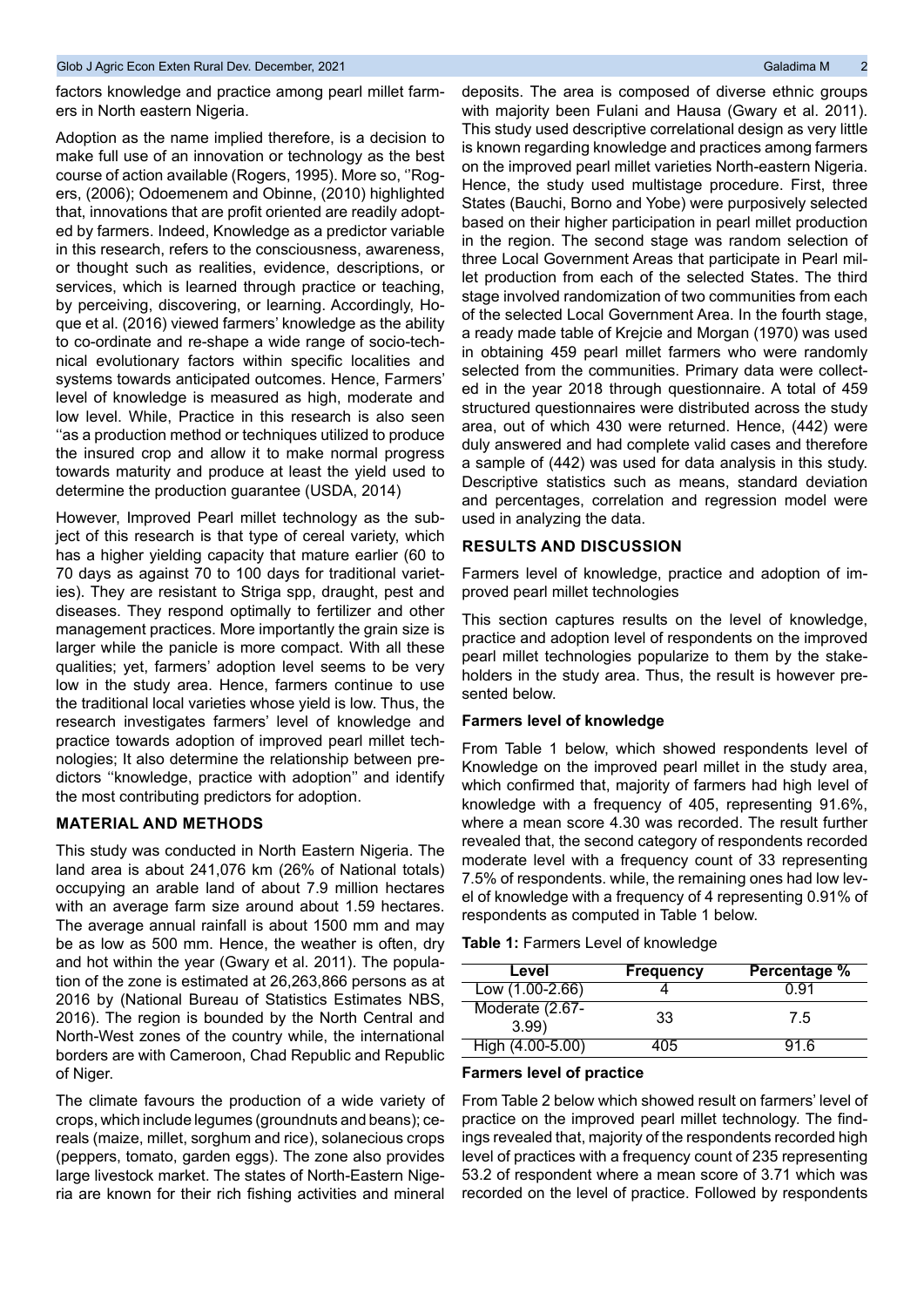factors knowledge and practice among pearl millet farmers in North eastern Nigeria.

Adoption as the name implied therefore, is a decision to make full use of an innovation or technology as the best course of action available (Rogers, 1995). More so, ''Rogers, (2006); Odoemenem and Obinne, (2010) highlighted that, innovations that are profit oriented are readily adopted by farmers. Indeed, Knowledge as a predictor variable in this research, refers to the consciousness, awareness, or thought such as realities, evidence, descriptions, or services, which is learned through practice or teaching, by perceiving, discovering, or learning. Accordingly, Hoque et al. (2016) viewed farmers' knowledge as the ability to co-ordinate and re-shape a wide range of socio-technical evolutionary factors within specific localities and systems towards anticipated outcomes. Hence, Farmers' level of knowledge is measured as high, moderate and low level. While, Practice in this research is also seen ''as a production method or techniques utilized to produce the insured crop and allow it to make normal progress towards maturity and produce at least the yield used to determine the production guarantee (USDA, 2014)

However, Improved Pearl millet technology as the subject of this research is that type of cereal variety, which has a higher yielding capacity that mature earlier (60 to 70 days as against 70 to 100 days for traditional varieties). They are resistant to Striga spp, draught, pest and diseases. They respond optimally to fertilizer and other management practices. More importantly the grain size is larger while the panicle is more compact. With all these qualities; yet, farmers' adoption level seems to be very low in the study area. Hence, farmers continue to use the traditional local varieties whose yield is low. Thus, the research investigates farmers' level of knowledge and practice towards adoption of improved pearl millet technologies; It also determine the relationship between predictors ''knowledge, practice with adoption'' and identify the most contributing predictors for adoption.

## MATERIAL AND METHODS

This study was conducted in North Eastern Nigeria. The land area is about 241,076 km (26% of National totals) occupying an arable land of about 7.9 million hectares with an average farm size around about 1.59 hectares. The average annual rainfall is about 1500 mm and may be as low as 500 mm. Hence, the weather is often, dry and hot within the year (Gwary et al. 2011). The population of the zone is estimated at 26,263,866 persons as at 2016 by (National Bureau of Statistics Estimates NBS, 2016). The region is bounded by the North Central and North-West zones of the country while, the international borders are with Cameroon, Chad Republic and Republic of Niger.

The climate favours the production of a wide variety of crops, which include legumes (groundnuts and beans); cereals (maize, millet, sorghum and rice), solanecious crops (peppers, tomato, garden eggs). The zone also provides large livestock market. The states of North-Eastern Nigeria are known for their rich fishing activities and mineral deposits. The area is composed of diverse ethnic groups with majority been Fulani and Hausa (Gwary et al. 2011). This study used descriptive correlational design as very little is known regarding knowledge and practices among farmers on the improved pearl millet varieties North-eastern Nigeria. Hence, the study used multistage procedure. First, three States (Bauchi, Borno and Yobe) were purposively selected based on their higher participation in pearl millet production in the region. The second stage was random selection of three Local Government Areas that participate in Pearl millet production from each of the selected States. The third stage involved randomization of two communities from each of the selected Local Government Area. In the fourth stage, a ready made table of Krejcie and Morgan (1970) was used in obtaining 459 pearl millet farmers who were randomly selected from the communities. Primary data were collected in the year 2018 through questionnaire. A total of 459 structured questionnaires were distributed across the study area, out of which 430 were returned. Hence, (442) were duly answered and had complete valid cases and therefore a sample of (442) was used for data analysis in this study. Descriptive statistics such as means, standard deviation and percentages, correlation and regression model were used in analyzing the data.

## RESULTS AND DISCUSSION

Farmers level of knowledge, practice and adoption of improved pearl millet technologies

This section captures results on the level of knowledge, practice and adoption level of respondents on the improved pearl millet technologies popularize to them by the stakeholders in the study area. Thus, the result is however presented below.

### Farmers level of knowledge

From Table 1 below, which showed respondents level of Knowledge on the improved pearl millet in the study area, which confirmed that, majority of farmers had high level of knowledge with a frequency of 405, representing 91.6%, where a mean score 4.30 was recorded. The result further revealed that, the second category of respondents recorded moderate level with a frequency count of 33 representing 7.5% of respondents. while, the remaining ones had low level of knowledge with a frequency of 4 representing 0.91% of respondents as computed in Table 1 below.

**Table 1:** Farmers Level of knowledge

| Level | Frequency | Percentage % |
|---|---|---|
| Low (1.00-2.66) | 4 | 0.91 |
| Moderate (2.67-3.99) | 33 | 7.5 |
| High (4.00-5.00) | 405 | 91.6 |

### Farmers level of practice

From Table 2 below which showed result on farmers' level of practice on the improved pearl millet technology. The findings revealed that, majority of the respondents recorded high level of practices with a frequency count of 235 representing 53.2 of respondent where a mean score of 3.71 which was recorded on the level of practice. Followed by respondents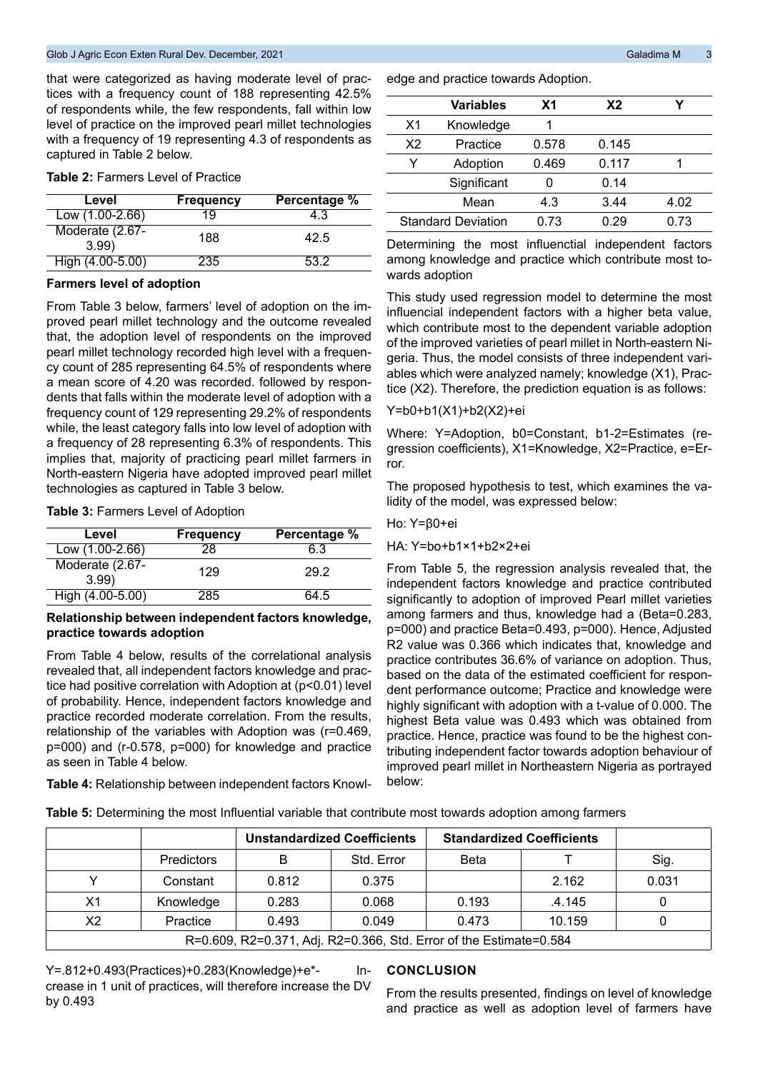that were categorized as having moderate level of practices with a frequency count of 188 representing 42.5% of respondents while, the few respondents, fall within low level of practice on the improved pearl millet technologies with a frequency of 19 representing 4.3 of respondents as captured in Table 2 below.

**Table 2:** Farmers Level of Practice

| Level | Frequency | Percentage % |
|---|---|---|
| Low (1.00-2.66) | 19 | 4.3 |
| Moderate (2.67-3.99) | 188 | 42.5 |
| High (4.00-5.00) | 235 | 53.2 |

**Farmers level of adoption**

From Table 3 below, farmers' level of adoption on the improved pearl millet technology and the outcome revealed that, the adoption level of respondents on the improved pearl millet technology recorded high level with a frequency count of 285 representing 64.5% of respondents where a mean score of 4.20 was recorded. followed by respondents that falls within the moderate level of adoption with a frequency count of 129 representing 29.2% of respondents while, the least category falls into low level of adoption with a frequency of 28 representing 6.3% of respondents. This implies that, majority of practicing pearl millet farmers in North-eastern Nigeria have adopted improved pearl millet technologies as captured in Table 3 below.

**Table 3:** Farmers Level of Adoption

| Level | Frequency | Percentage % |
|---|---|---|
| Low (1.00-2.66) | 28 | 6.3 |
| Moderate (2.67-3.99) | 129 | 29.2 |
| High (4.00-5.00) | 285 | 64.5 |

**Relationship between independent factors knowledge, practice towards adoption**

From Table 4 below, results of the correlational analysis revealed that, all independent factors knowledge and practice had positive correlation with Adoption at ($p<0.01$) level of probability. Hence, independent factors knowledge and practice recorded moderate correlation. From the results, relationship of the variables with Adoption was (r=0.469, p=000) and (r-0.578, p=000) for knowledge and practice as seen in Table 4 below.

**Table 4:** Relationship between independent factors Knowledge and practice towards Adoption.

| | Variables | X1 | X2 | Y |
|---|---|---|---|---|
| X1 | Knowledge | 1 | | |
| X2 | Practice | 0.578 | 0.145 | |
| Y | Adoption | 0.469 | 0.117 | 1 |
| | Significant | 0 | 0.14 | |
| | Mean | 4.3 | 3.44 | 4.02 |
| Standard Deviation | | 0.73 | 0.29 | 0.73 |

Determining the most influenctial independent factors among knowledge and practice which contribute most towards adoption

This study used regression model to determine the most influencial independent factors with a higher beta value, which contribute most to the dependent variable adoption of the improved varieties of pearl millet in North-eastern Nigeria. Thus, the model consists of three independent variables which were analyzed namely; knowledge (X1), Practice (X2). Therefore, the prediction equation is as follows:

$Y=b0+b1(X1)+b2(X2)+ei$

Where: Y=Adoption, b0=Constant, b1-2=Estimates (regression coefficients), X1=Knowledge, X2=Practice, e=Error.

The proposed hypothesis to test, which examines the validity of the model, was expressed below:

Ho: $Y=\beta 0+ei$

HA: $Y=bo+b1\times 1+b2\times 2+ei$

From Table 5, the regression analysis revealed that, the independent factors knowledge and practice contributed significantly to adoption of improved Pearl millet varieties among farmers and thus, knowledge had a (Beta=0.283, p=000) and practice Beta=0.493, p=000). Hence, Adjusted R2 value was 0.366 which indicates that, knowledge and practice contributes 36.6% of variance on adoption. Thus, based on the data of the estimated coefficient for respondent performance outcome; Practice and knowledge were highly significant with adoption with a t-value of 0.000. The highest Beta value was 0.493 which was obtained from practice. Hence, practice was found to be the highest contributing independent factor towards adoption behaviour of improved pearl millet in Northeastern Nigeria as portrayed below:

**Table 5:** Determining the most Influential variable that contribute most towards adoption among farmers

| | | Unstandardized Coefficients | | Standardized Coefficients | | |
|---|---|---|---|---|---|---|
| | Predictors | B | Std. Error | Beta | T | Sig. |
| Y | Constant | 0.812 | 0.375 | | 2.162 | 0.031 |
| X1 | Knowledge | 0.283 | 0.068 | 0.193 | .4.145 | 0 |
| X2 | Practice | 0.493 | 0.049 | 0.473 | 10.159 | 0 |
| R=0.609, R2=0.371, Adj. R2=0.366, Std. Error of the Estimate=0.584 | | | | | | |

Y=.812+0.493(Practices)+0.283(Knowledge)+e*- Increase in 1 unit of practices, will therefore increase the DV by 0.493

## CONCLUSION

From the results presented, findings on level of knowledge and practice as well as adoption level of farmers have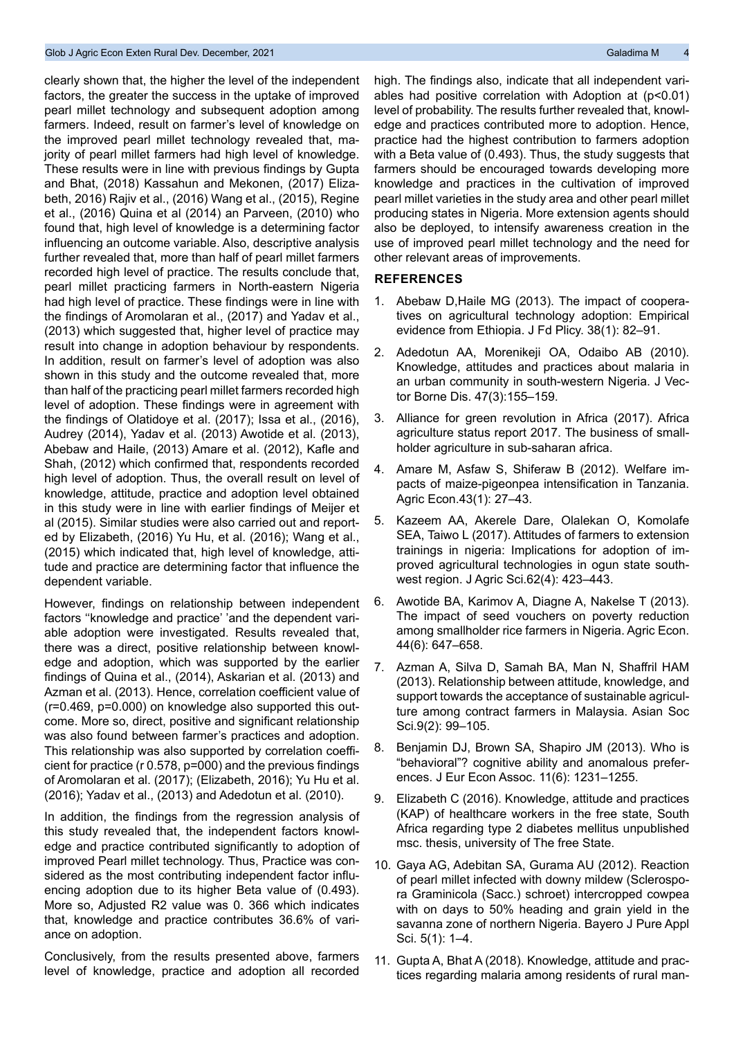clearly shown that, the higher the level of the independent factors, the greater the success in the uptake of improved pearl millet technology and subsequent adoption among farmers. Indeed, result on farmer's level of knowledge on the improved pearl millet technology revealed that, majority of pearl millet farmers had high level of knowledge. These results were in line with previous findings by Gupta and Bhat, (2018) Kassahun and Mekonen, (2017) Elizabeth, 2016) Rajiv et al., (2016) Wang et al., (2015), Regine et al., (2016) Quina et al (2014) an Parveen, (2010) who found that, high level of knowledge is a determining factor influencing an outcome variable. Also, descriptive analysis further revealed that, more than half of pearl millet farmers recorded high level of practice. The results conclude that, pearl millet practicing farmers in North-eastern Nigeria had high level of practice. These findings were in line with the findings of Aromolaran et al., (2017) and Yadav et al., (2013) which suggested that, higher level of practice may result into change in adoption behaviour by respondents. In addition, result on farmer's level of adoption was also shown in this study and the outcome revealed that, more than half of the practicing pearl millet farmers recorded high level of adoption. These findings were in agreement with the findings of Olatidoye et al. (2017); Issa et al., (2016), Audrey (2014), Yadav et al. (2013) Awotide et al. (2013), Abebaw and Haile, (2013) Amare et al. (2012), Kafle and Shah, (2012) which confirmed that, respondents recorded high level of adoption. Thus, the overall result on level of knowledge, attitude, practice and adoption level obtained in this study were in line with earlier findings of Meijer et al (2015). Similar studies were also carried out and reported by Elizabeth, (2016) Yu Hu, et al. (2016); Wang et al., (2015) which indicated that, high level of knowledge, attitude and practice are determining factor that influence the dependent variable.

However, findings on relationship between independent factors ''knowledge and practice' 'and the dependent variable adoption were investigated. Results revealed that, there was a direct, positive relationship between knowledge and adoption, which was supported by the earlier findings of Quina et al., (2014), Askarian et al. (2013) and Azman et al. (2013). Hence, correlation coefficient value of ($r=0.469$, $p=0.000$) on knowledge also supported this outcome. More so, direct, positive and significant relationship was also found between farmer's practices and adoption. This relationship was also supported by correlation coefficient for practice (r 0.578, p=000) and the previous findings of Aromolaran et al. (2017); (Elizabeth, 2016); Yu Hu et al. (2016); Yadav et al., (2013) and Adedotun et al. (2010).

In addition, the findings from the regression analysis of this study revealed that, the independent factors knowledge and practice contributed significantly to adoption of improved Pearl millet technology. Thus, Practice was considered as the most contributing independent factor influencing adoption due to its higher Beta value of (0.493). More so, Adjusted R2 value was 0. 366 which indicates that, knowledge and practice contributes 36.6% of variance on adoption.

Conclusively, from the results presented above, farmers level of knowledge, practice and adoption all recorded high. The findings also, indicate that all independent variables had positive correlation with Adoption at ($p<0.01$) level of probability. The results further revealed that, knowledge and practices contributed more to adoption. Hence, practice had the highest contribution to farmers adoption with a Beta value of (0.493). Thus, the study suggests that farmers should be encouraged towards developing more knowledge and practices in the cultivation of improved pearl millet varieties in the study area and other pearl millet producing states in Nigeria. More extension agents should also be deployed, to intensify awareness creation in the use of improved pearl millet technology and the need for other relevant areas of improvements.

## REFERENCES

1. Abebaw D,Haile MG (2013). The impact of cooperatives on agricultural technology adoption: Empirical evidence from Ethiopia. J Fd Plicy. 38(1): 82–91.
2. Adedotun AA, Morenikeji OA, Odaibo AB (2010). Knowledge, attitudes and practices about malaria in an urban community in south-western Nigeria. J Vector Borne Dis. 47(3):155–159.
3. Alliance for green revolution in Africa (2017). Africa agriculture status report 2017. The business of smallholder agriculture in sub-saharan africa.
4. Amare M, Asfaw S, Shiferaw B (2012). Welfare impacts of maize-pigeonpea intensification in Tanzania. Agric Econ.43(1): 27–43.
5. Kazeem AA, Akerele Dare, Olalekan O, Komolafe SEA, Taiwo L (2017). Attitudes of farmers to extension trainings in nigeria: Implications for adoption of improved agricultural technologies in ogun state southwest region. J Agric Sci.62(4): 423–443.
6. Awotide BA, Karimov A, Diagne A, Nakelse T (2013). The impact of seed vouchers on poverty reduction among smallholder rice farmers in Nigeria. Agric Econ. 44(6): 647–658.
7. Azman A, Silva D, Samah BA, Man N, Shaffril HAM (2013). Relationship between attitude, knowledge, and support towards the acceptance of sustainable agriculture among contract farmers in Malaysia. Asian Soc Sci.9(2): 99–105.
8. Benjamin DJ, Brown SA, Shapiro JM (2013). Who is "behavioral"? cognitive ability and anomalous preferences. J Eur Econ Assoc. 11(6): 1231–1255.
9. Elizabeth C (2016). Knowledge, attitude and practices (KAP) of healthcare workers in the free state, South Africa regarding type 2 diabetes mellitus unpublished msc. thesis, university of The free State.
10. Gaya AG, Adebitan SA, Gurama AU (2012). Reaction of pearl millet infected with downy mildew (Sclerospora Graminicola (Sacc.) schroet) intercropped cowpea with on days to 50% heading and grain yield in the savanna zone of northern Nigeria. Bayero J Pure Appl Sci. 5(1): 1–4.
11. Gupta A, Bhat A (2018). Knowledge, attitude and practices regarding malaria among residents of rural man-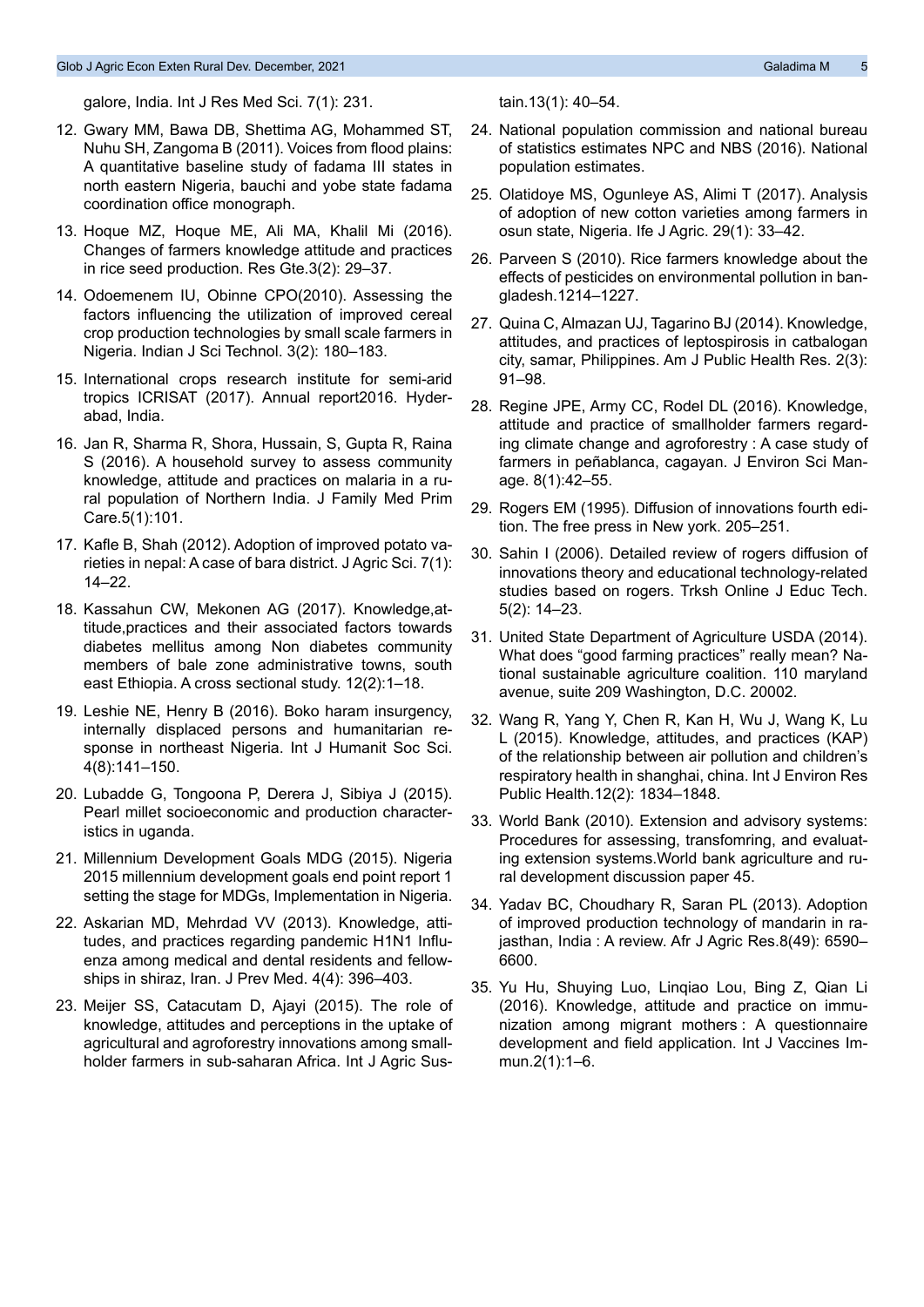galore, India. Int J Res Med Sci. 7(1): 231.

12. Gwary MM, Bawa DB, Shettima AG, Mohammed ST, Nuhu SH, Zangoma B (2011). Voices from flood plains: A quantitative baseline study of fadama III states in north eastern Nigeria, bauchi and yobe state fadama coordination office monograph.
13. Hoque MZ, Hoque ME, Ali MA, Khalil Mi (2016). Changes of farmers knowledge attitude and practices in rice seed production. Res Gte.3(2): 29–37.
14. Odoemenem IU, Obinne CPO(2010). Assessing the factors influencing the utilization of improved cereal crop production technologies by small scale farmers in Nigeria. Indian J Sci Technol. 3(2): 180–183.
15. International crops research institute for semi-arid tropics ICRISAT (2017). Annual report2016. Hyderabad, India.
16. Jan R, Sharma R, Shora, Hussain, S, Gupta R, Raina S (2016). A household survey to assess community knowledge, attitude and practices on malaria in a rural population of Northern India. J Family Med Prim Care.5(1):101.
17. Kafle B, Shah (2012). Adoption of improved potato varieties in nepal: A case of bara district. J Agric Sci. 7(1): 14–22.
18. Kassahun CW, Mekonen AG (2017). Knowledge,attitude,practices and their associated factors towards diabetes mellitus among Non diabetes community members of bale zone administrative towns, south east Ethiopia. A cross sectional study. 12(2):1–18.
19. Leshie NE, Henry B (2016). Boko haram insurgency, internally displaced persons and humanitarian response in northeast Nigeria. Int J Humanit Soc Sci. 4(8):141–150.
20. Lubadde G, Tongoona P, Derera J, Sibiya J (2015). Pearl millet socioeconomic and production characteristics in uganda.
21. Millennium Development Goals MDG (2015). Nigeria 2015 millennium development goals end point report 1 setting the stage for MDGs, Implementation in Nigeria.
22. Askarian MD, Mehrdad VV (2013). Knowledge, attitudes, and practices regarding pandemic H1N1 Influenza among medical and dental residents and fellowships in shiraz, Iran. J Prev Med. 4(4): 396–403.
23. Meijer SS, Catacutam D, Ajayi (2015). The role of knowledge, attitudes and perceptions in the uptake of agricultural and agroforestry innovations among smallholder farmers in sub-saharan Africa. Int J Agric Sustain.13(1): 40–54.
24. National population commission and national bureau of statistics estimates NPC and NBS (2016). National population estimates.
25. Olatidoye MS, Ogunleye AS, Alimi T (2017). Analysis of adoption of new cotton varieties among farmers in osun state, Nigeria. Ife J Agric. 29(1): 33–42.
26. Parveen S (2010). Rice farmers knowledge about the effects of pesticides on environmental pollution in bangladesh.1214–1227.
27. Quina C, Almazan UJ, Tagarino BJ (2014). Knowledge, attitudes, and practices of leptospirosis in catbalogan city, samar, Philippines. Am J Public Health Res. 2(3): 91–98.
28. Regine JPE, Army CC, Rodel DL (2016). Knowledge, attitude and practice of smallholder farmers regarding climate change and agroforestry : A case study of farmers in peñablanca, cagayan. J Environ Sci Manage. 8(1):42–55.
29. Rogers EM (1995). Diffusion of innovations fourth edition. The free press in New york. 205–251.
30. Sahin I (2006). Detailed review of rogers diffusion of innovations theory and educational technology-related studies based on rogers. Trksh Online J Educ Tech. 5(2): 14–23.
31. United State Department of Agriculture USDA (2014). What does "good farming practices" really mean? National sustainable agriculture coalition. 110 maryland avenue, suite 209 Washington, D.C. 20002.
32. Wang R, Yang Y, Chen R, Kan H, Wu J, Wang K, Lu L (2015). Knowledge, attitudes, and practices (KAP) of the relationship between air pollution and children's respiratory health in shanghai, china. Int J Environ Res Public Health.12(2): 1834–1848.
33. World Bank (2010). Extension and advisory systems: Procedures for assessing, transfomring, and evaluating extension systems.World bank agriculture and rural development discussion paper 45.
34. Yadav BC, Choudhary R, Saran PL (2013). Adoption of improved production technology of mandarin in rajasthan, India : A review. Afr J Agric Res.8(49): 6590–6600.
35. Yu Hu, Shuying Luo, Linqiao Lou, Bing Z, Qian Li (2016). Knowledge, attitude and practice on immunization among migrant mothers : A questionnaire development and field application. Int J Vaccines Immun.2(1):1–6.